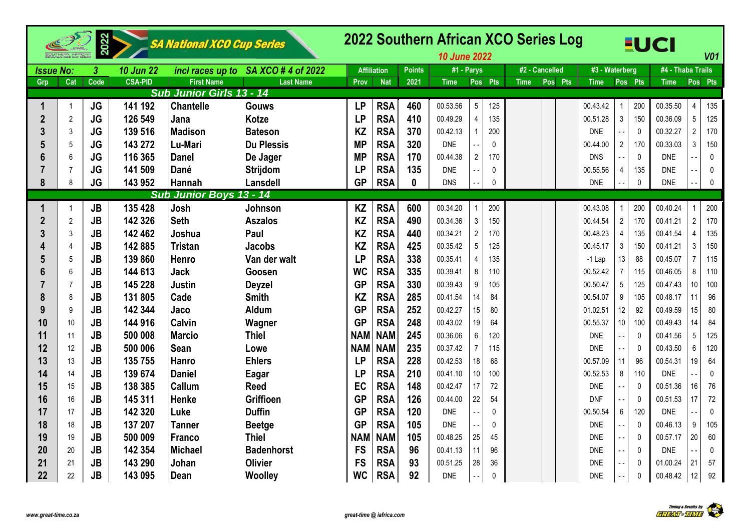# 2022 Southern African XCO Series Log

SA National XCO Cup Series

*10 June 2022*

UCI

V01

| Issue No: | 3 | 10 Jun 22 | incl races up to | SA XCO # 4 of 2022 | | Affiliation | | Points | #1 - Parys | | | #2 - Cancelled | | | #3 - Waterberg | | | #4 - Thaba Trails | | |
|---|---|---|---|---|---|---|---|---|---|---|---|---|---|---|---|---|---|---|---|---|
| Grp | Cat | Code | CSA-PID | First Name | Last Name | Prov | Nat | 2021 | Time | Pos | Pts | Time | Pos | Pts | Time | Pos | Pts | Time | Pos | Pts |
| **Sub Junior Girls 13 - 14** | | | | | | | | | | | | | | | | | | | | |
| 1 | 1 | JG | 141 192 | Chantelle | Gouws | LP | RSA | 460 | 00.53.56 | 5 | 125 | | | | 00.43.42 | 1 | 200 | 00.35.50 | 4 | 135 |
| 2 | 2 | JG | 126 549 | Jana | Kotze | LP | RSA | 410 | 00.49.29 | 4 | 135 | | | | 00.51.28 | 3 | 150 | 00.36.09 | 5 | 125 |
| 3 | 3 | JG | 139 516 | Madison | Bateson | KZ | RSA | 370 | 00.42.13 | 1 | 200 | | | | DNE | - - | 0 | 00.32.27 | 2 | 170 |
| 5 | 5 | JG | 143 272 | Lu-Mari | Du Plessis | MP | RSA | 320 | DNE | - - | 0 | | | | 00.44.00 | 2 | 170 | 00.33.03 | 3 | 150 |
| 6 | 6 | JG | 116 365 | Danel | De Jager | MP | RSA | 170 | 00.44.38 | 2 | 170 | | | | DNS | - - | 0 | DNE | - - | 0 |
| 7 | 7 | JG | 141 509 | Dané | Strijdom | LP | RSA | 135 | DNE | - - | 0 | | | | 00.55.56 | 4 | 135 | DNE | - - | 0 |
| 8 | 8 | JG | 143 952 | Hannah | Lansdell | GP | RSA | 0 | DNS | - - | 0 | | | | DNE | - - | 0 | DNE | - - | 0 |
| **Sub Junior Boys 13 - 14** | | | | | | | | | | | | | | | | | | | | |
| 1 | 1 | JB | 135 428 | Josh | Johnson | KZ | RSA | 600 | 00.34.20 | 1 | 200 | | | | 00.43.08 | 1 | 200 | 00.40.24 | 1 | 200 |
| 2 | 2 | JB | 142 326 | Seth | Aszalos | KZ | RSA | 490 | 00.34.36 | 3 | 150 | | | | 00.44.54 | 2 | 170 | 00.41.21 | 2 | 170 |
| 3 | 3 | JB | 142 462 | Joshua | Paul | KZ | RSA | 440 | 00.34.21 | 2 | 170 | | | | 00.48.23 | 4 | 135 | 00.41.54 | 4 | 135 |
| 4 | 4 | JB | 142 885 | Tristan | Jacobs | KZ | RSA | 425 | 00.35.42 | 5 | 125 | | | | 00.45.17 | 3 | 150 | 00.41.21 | 3 | 150 |
| 5 | 5 | JB | 139 860 | Henro | Van der walt | LP | RSA | 338 | 00.35.41 | 4 | 135 | | | | -1 Lap | 13 | 88 | 00.45.07 | 7 | 115 |
| 6 | 6 | JB | 144 613 | Jack | Goosen | WC | RSA | 335 | 00.39.41 | 8 | 110 | | | | 00.52.42 | 7 | 115 | 00.46.05 | 8 | 110 |
| 7 | 7 | JB | 145 228 | Justin | Deyzel | GP | RSA | 330 | 00.39.43 | 9 | 105 | | | | 00.50.47 | 5 | 125 | 00.47.43 | 10 | 100 |
| 8 | 8 | JB | 131 805 | Cade | Smith | KZ | RSA | 285 | 00.41.54 | 14 | 84 | | | | 00.54.07 | 9 | 105 | 00.48.17 | 11 | 96 |
| 9 | 9 | JB | 142 344 | Jaco | Aldum | GP | RSA | 252 | 00.42.27 | 15 | 80 | | | | 01.02.51 | 12 | 92 | 00.49.59 | 15 | 80 |
| 10 | 10 | JB | 144 916 | Calvin | Wagner | GP | RSA | 248 | 00.43.02 | 19 | 64 | | | | 00.55.37 | 10 | 100 | 00.49.43 | 14 | 84 |
| 11 | 11 | JB | 500 008 | Marcio | Thiel | NAM | NAM | 245 | 00.36.06 | 6 | 120 | | | | DNE | - - | 0 | 00.41.56 | 5 | 125 |
| 12 | 12 | JB | 500 006 | Sean | Lowe | NAM | NAM | 235 | 00.37.42 | 7 | 115 | | | | DNE | - - | 0 | 00.43.50 | 6 | 120 |
| 13 | 13 | JB | 135 755 | Hanro | Ehlers | LP | RSA | 228 | 00.42.53 | 18 | 68 | | | | 00.57.09 | 11 | 96 | 00.54.31 | 19 | 64 |
| 14 | 14 | JB | 139 674 | Daniel | Eagar | LP | RSA | 210 | 00.41.10 | 10 | 100 | | | | 00.52.53 | 8 | 110 | DNE | - - | 0 |
| 15 | 15 | JB | 138 385 | Callum | Reed | EC | RSA | 148 | 00.42.47 | 17 | 72 | | | | DNE | - - | 0 | 00.51.36 | 16 | 76 |
| 16 | 16 | JB | 145 311 | Henke | Griffioen | GP | RSA | 126 | 00.44.00 | 22 | 54 | | | | DNF | - - | 0 | 00.51.53 | 17 | 72 |
| 17 | 17 | JB | 142 320 | Luke | Duffin | GP | RSA | 120 | DNE | - - | 0 | | | | 00.50.54 | 6 | 120 | DNE | - - | 0 |
| 18 | 18 | JB | 137 207 | Tanner | Beetge | GP | RSA | 105 | DNE | - - | 0 | | | | DNE | - - | 0 | 00.46.13 | 9 | 105 |
| 19 | 19 | JB | 500 009 | Franco | Thiel | NAM | NAM | 105 | 00.48.25 | 25 | 45 | | | | DNE | - - | 0 | 00.57.17 | 20 | 60 |
| 20 | 20 | JB | 142 354 | Michael | Badenhorst | FS | RSA | 96 | 00.41.13 | 11 | 96 | | | | DNE | - - | 0 | DNE | - - | 0 |
| 21 | 21 | JB | 143 290 | Johan | Olivier | FS | RSA | 93 | 00.51.25 | 28 | 36 | | | | DNE | - - | 0 | 01.00.24 | 21 | 57 |
| 22 | 22 | JB | 143 095 | Dean | Woolley | WC | RSA | 92 | DNE | - - | 0 | | | | DNE | - - | 0 | 00.48.42 | 12 | 92 |

www.great-time.co.za

great-time @ iafrica.com

Timing & Results by GREAT-TIME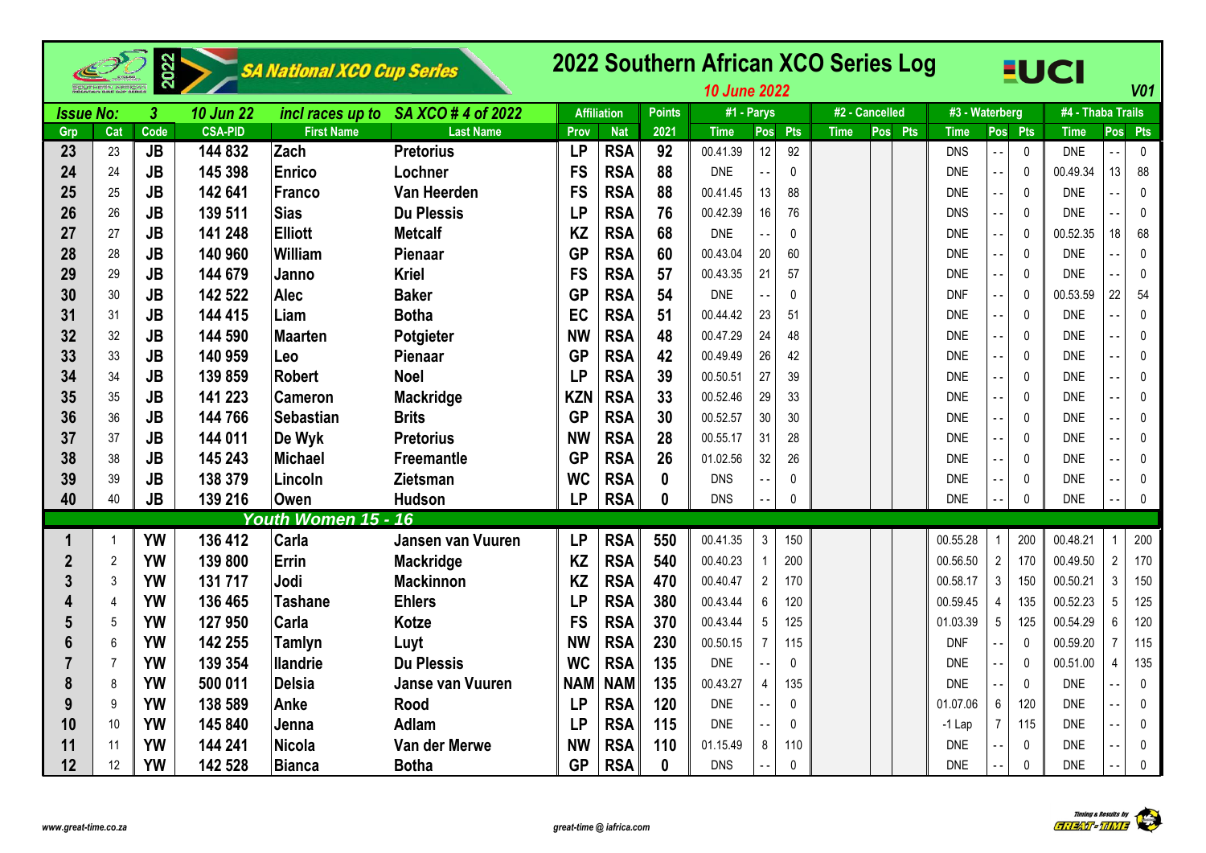# 2022 Southern African XCO Series Log

SA National XCO Cup Series

*10 June 2022*

V01

| Issue No: | 3 | 10 Jun 22 | incl races up to | SA XCO # 4 of 2022 | | Affiliation | | Points | #1 - Parys | | | #2 - Cancelled | | | #3 - Waterberg | | | #4 - Thaba Trails | | |
|---|---|---|---|---|---|---|---|---|---|---|---|---|---|---|---|---|---|---|---|---|
| Grp | Cat | Code | CSA-PID | First Name | Last Name | Prov | Nat | 2021 | Time | Pos | Pts | Time | Pos | Pts | Time | Pos | Pts | Time | Pos | Pts |
| 23 | 23 | JB | 144 832 | Zach | Pretorius | LP | RSA | 92 | 00.41.39 | 12 | 92 | | | | DNS | - - | 0 | DNE | - - | 0 |
| 24 | 24 | JB | 145 398 | Enrico | Lochner | FS | RSA | 88 | DNE | - - | 0 | | | | DNE | - - | 0 | 00.49.34 | 13 | 88 |
| 25 | 25 | JB | 142 641 | Franco | Van Heerden | FS | RSA | 88 | 00.41.45 | 13 | 88 | | | | DNE | - - | 0 | DNE | - - | 0 |
| 26 | 26 | JB | 139 511 | Sias | Du Plessis | LP | RSA | 76 | 00.42.39 | 16 | 76 | | | | DNS | - - | 0 | DNE | - - | 0 |
| 27 | 27 | JB | 141 248 | Elliott | Metcalf | KZ | RSA | 68 | DNE | - - | 0 | | | | DNE | - - | 0 | 00.52.35 | 18 | 68 |
| 28 | 28 | JB | 140 960 | William | Pienaar | GP | RSA | 60 | 00.43.04 | 20 | 60 | | | | DNE | - - | 0 | DNE | - - | 0 |
| 29 | 29 | JB | 144 679 | Janno | Kriel | FS | RSA | 57 | 00.43.35 | 21 | 57 | | | | DNE | - - | 0 | DNE | - - | 0 |
| 30 | 30 | JB | 142 522 | Alec | Baker | GP | RSA | 54 | DNE | - - | 0 | | | | DNF | - - | 0 | 00.53.59 | 22 | 54 |
| 31 | 31 | JB | 144 415 | Liam | Botha | EC | RSA | 51 | 00.44.42 | 23 | 51 | | | | DNE | - - | 0 | DNE | - - | 0 |
| 32 | 32 | JB | 144 590 | Maarten | Potgieter | NW | RSA | 48 | 00.47.29 | 24 | 48 | | | | DNE | - - | 0 | DNE | - - | 0 |
| 33 | 33 | JB | 140 959 | Leo | Pienaar | GP | RSA | 42 | 00.49.49 | 26 | 42 | | | | DNE | - - | 0 | DNE | - - | 0 |
| 34 | 34 | JB | 139 859 | Robert | Noel | LP | RSA | 39 | 00.50.51 | 27 | 39 | | | | DNE | - - | 0 | DNE | - - | 0 |
| 35 | 35 | JB | 141 223 | Cameron | Mackridge | KZN | RSA | 33 | 00.52.46 | 29 | 33 | | | | DNE | - - | 0 | DNE | - - | 0 |
| 36 | 36 | JB | 144 766 | Sebastian | Brits | GP | RSA | 30 | 00.52.57 | 30 | 30 | | | | DNE | - - | 0 | DNE | - - | 0 |
| 37 | 37 | JB | 144 011 | De Wyk | Pretorius | NW | RSA | 28 | 00.55.17 | 31 | 28 | | | | DNE | - - | 0 | DNE | - - | 0 |
| 38 | 38 | JB | 145 243 | Michael | Freemantle | GP | RSA | 26 | 01.02.56 | 32 | 26 | | | | DNE | - - | 0 | DNE | - - | 0 |
| 39 | 39 | JB | 138 379 | Lincoln | Zietsman | WC | RSA | 0 | DNS | - - | 0 | | | | DNE | - - | 0 | DNE | - - | 0 |
| 40 | 40 | JB | 139 216 | Owen | Hudson | LP | RSA | 0 | DNS | - - | 0 | | | | DNE | - - | 0 | DNE | - - | 0 |
| **Youth Women 15 - 16** | | | | | | | | | | | | | | | | | | | | |
| 1 | 1 | YW | 136 412 | Carla | Jansen van Vuuren | LP | RSA | 550 | 00.41.35 | 3 | 150 | | | | 00.55.28 | 1 | 200 | 00.48.21 | 1 | 200 |
| 2 | 2 | YW | 139 800 | Errin | Mackridge | KZ | RSA | 540 | 00.40.23 | 1 | 200 | | | | 00.56.50 | 2 | 170 | 00.49.50 | 2 | 170 |
| 3 | 3 | YW | 131 717 | Jodi | Mackinnon | KZ | RSA | 470 | 00.40.47 | 2 | 170 | | | | 00.58.17 | 3 | 150 | 00.50.21 | 3 | 150 |
| 4 | 4 | YW | 136 465 | Tashane | Ehlers | LP | RSA | 380 | 00.43.44 | 6 | 120 | | | | 00.59.45 | 4 | 135 | 00.52.23 | 5 | 125 |
| 5 | 5 | YW | 127 950 | Carla | Kotze | FS | RSA | 370 | 00.43.44 | 5 | 125 | | | | 01.03.39 | 5 | 125 | 00.54.29 | 6 | 120 |
| 6 | 6 | YW | 142 255 | Tamlyn | Luyt | NW | RSA | 230 | 00.50.15 | 7 | 115 | | | | DNF | - - | 0 | 00.59.20 | 7 | 115 |
| 7 | 7 | YW | 139 354 | Ilandrie | Du Plessis | WC | RSA | 135 | DNE | - - | 0 | | | | DNE | - - | 0 | 00.51.00 | 4 | 135 |
| 8 | 8 | YW | 500 011 | Delsia | Janse van Vuuren | NAM | NAM | 135 | 00.43.27 | 4 | 135 | | | | DNE | - - | 0 | DNE | - - | 0 |
| 9 | 9 | YW | 138 589 | Anke | Rood | LP | RSA | 120 | DNE | - - | 0 | | | | 01.07.06 | 6 | 120 | DNE | - - | 0 |
| 10 | 10 | YW | 145 840 | Jenna | Adlam | LP | RSA | 115 | DNE | - - | 0 | | | | -1 Lap | 7 | 115 | DNE | - - | 0 |
| 11 | 11 | YW | 144 241 | Nicola | Van der Merwe | NW | RSA | 110 | 01.15.49 | 8 | 110 | | | | DNE | - - | 0 | DNE | - - | 0 |
| 12 | 12 | YW | 142 528 | Bianca | Botha | GP | RSA | 0 | DNS | - - | 0 | | | | DNE | - - | 0 | DNE | - - | 0 |

www.great-time.co.za

great-time @ iafrica.com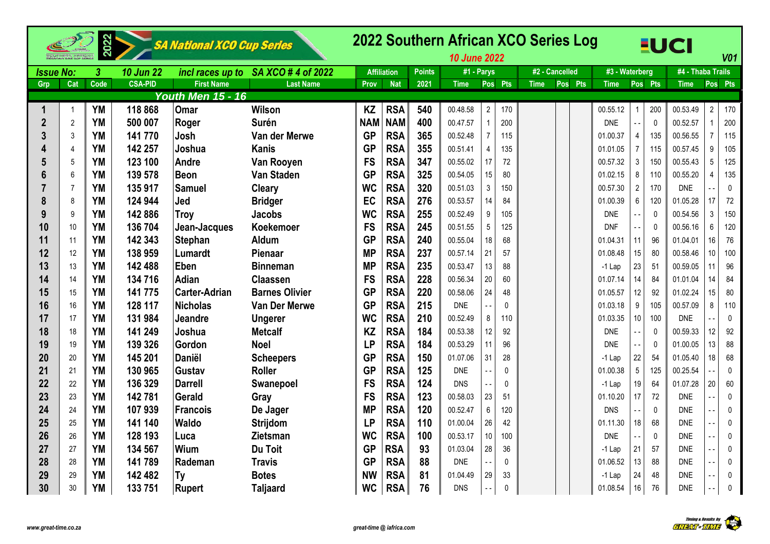# 2022 Southern African XCO Series Log

SA National XCO Cup Series

*10 June 2022*

V01

| Issue No: | 3 | 10 Jun 22 | incl races up to | SA XCO # 4 of 2022 | Affiliation | | Points | #1 - Parys | | | #2 - Cancelled | | | #3 - Waterberg | | | #4 - Thaba Trails | | |
|---|---|---|---|---|---|---|---|---|---|---|---|---|---|---|---|---|---|---|---|
| Grp | Cat | Code | CSA-PID | First Name | Last Name | Prov | Nat | 2021 | Time | Pos | Pts | Time | Pos | Pts | Time | Pos | Pts | Time | Pos | Pts |
| **Youth Men 15 - 16** | | | | | | | | | | | | | | | | | | | | |
| 1 | 1 | YM | 118 868 | Omar | Wilson | KZ | RSA | 540 | 00.48.58 | 2 | 170 | | | | 00.55.12 | 1 | 200 | 00.53.49 | 2 | 170 |
| 2 | 2 | YM | 500 007 | Roger | Surén | NAM | NAM | 400 | 00.47.57 | 1 | 200 | | | | DNE | - - | 0 | 00.52.57 | 1 | 200 |
| 3 | 3 | YM | 141 770 | Josh | Van der Merwe | GP | RSA | 365 | 00.52.48 | 7 | 115 | | | | 01.00.37 | 4 | 135 | 00.56.55 | 7 | 115 |
| 4 | 4 | YM | 142 257 | Joshua | Kanis | GP | RSA | 355 | 00.51.41 | 4 | 135 | | | | 01.01.05 | 7 | 115 | 00.57.45 | 9 | 105 |
| 5 | 5 | YM | 123 100 | Andre | Van Rooyen | FS | RSA | 347 | 00.55.02 | 17 | 72 | | | | 00.57.32 | 3 | 150 | 00.55.43 | 5 | 125 |
| 6 | 6 | YM | 139 578 | Beon | Van Staden | GP | RSA | 325 | 00.54.05 | 15 | 80 | | | | 01.02.15 | 8 | 110 | 00.55.20 | 4 | 135 |
| 7 | 7 | YM | 135 917 | Samuel | Cleary | WC | RSA | 320 | 00.51.03 | 3 | 150 | | | | 00.57.30 | 2 | 170 | DNE | - - | 0 |
| 8 | 8 | YM | 124 944 | Jed | Bridger | EC | RSA | 276 | 00.53.57 | 14 | 84 | | | | 01.00.39 | 6 | 120 | 01.05.28 | 17 | 72 |
| 9 | 9 | YM | 142 886 | Troy | Jacobs | WC | RSA | 255 | 00.52.49 | 9 | 105 | | | | DNE | - - | 0 | 00.54.56 | 3 | 150 |
| 10 | 10 | YM | 136 704 | Jean-Jacques | Koekemoer | FS | RSA | 245 | 00.51.55 | 5 | 125 | | | | DNF | - - | 0 | 00.56.16 | 6 | 120 |
| 11 | 11 | YM | 142 343 | Stephan | Aldum | GP | RSA | 240 | 00.55.04 | 18 | 68 | | | | 01.04.31 | 11 | 96 | 01.04.01 | 16 | 76 |
| 12 | 12 | YM | 138 959 | Lumardt | Pienaar | MP | RSA | 237 | 00.57.14 | 21 | 57 | | | | 01.08.48 | 15 | 80 | 00.58.46 | 10 | 100 |
| 13 | 13 | YM | 142 488 | Eben | Binneman | MP | RSA | 235 | 00.53.47 | 13 | 88 | | | | -1 Lap | 23 | 51 | 00.59.05 | 11 | 96 |
| 14 | 14 | YM | 134 716 | Adian | Claassen | FS | RSA | 228 | 00.56.34 | 20 | 60 | | | | 01.07.14 | 14 | 84 | 01.01.04 | 14 | 84 |
| 15 | 15 | YM | 141 775 | Carter-Adrian | Barnes Olivier | GP | RSA | 220 | 00.58.06 | 24 | 48 | | | | 01.05.57 | 12 | 92 | 01.02.24 | 15 | 80 |
| 16 | 16 | YM | 128 117 | Nicholas | Van Der Merwe | GP | RSA | 215 | DNE | - - | 0 | | | | 01.03.18 | 9 | 105 | 00.57.09 | 8 | 110 |
| 17 | 17 | YM | 131 984 | Jeandre | Ungerer | WC | RSA | 210 | 00.52.49 | 8 | 110 | | | | 01.03.35 | 10 | 100 | DNE | - - | 0 |
| 18 | 18 | YM | 141 249 | Joshua | Metcalf | KZ | RSA | 184 | 00.53.38 | 12 | 92 | | | | DNE | - - | 0 | 00.59.33 | 12 | 92 |
| 19 | 19 | YM | 139 326 | Gordon | Noel | LP | RSA | 184 | 00.53.29 | 11 | 96 | | | | DNE | - - | 0 | 01.00.05 | 13 | 88 |
| 20 | 20 | YM | 145 201 | Daniël | Scheepers | GP | RSA | 150 | 01.07.06 | 31 | 28 | | | | -1 Lap | 22 | 54 | 01.05.40 | 18 | 68 |
| 21 | 21 | YM | 130 965 | Gustav | Roller | GP | RSA | 125 | DNE | - - | 0 | | | | 01.00.38 | 5 | 125 | 00.25.54 | - - | 0 |
| 22 | 22 | YM | 136 329 | Darrell | Swanepoel | FS | RSA | 124 | DNS | - - | 0 | | | | -1 Lap | 19 | 64 | 01.07.28 | 20 | 60 |
| 23 | 23 | YM | 142 781 | Gerald | Gray | FS | RSA | 123 | 00.58.03 | 23 | 51 | | | | 01.10.20 | 17 | 72 | DNE | - - | 0 |
| 24 | 24 | YM | 107 939 | Francois | De Jager | MP | RSA | 120 | 00.52.47 | 6 | 120 | | | | DNS | - - | 0 | DNE | - - | 0 |
| 25 | 25 | YM | 141 140 | Waldo | Strijdom | LP | RSA | 110 | 01.00.04 | 26 | 42 | | | | 01.11.30 | 18 | 68 | DNE | - - | 0 |
| 26 | 26 | YM | 128 193 | Luca | Zietsman | WC | RSA | 100 | 00.53.17 | 10 | 100 | | | | DNE | - - | 0 | DNE | - - | 0 |
| 27 | 27 | YM | 134 567 | Wium | Du Toit | GP | RSA | 93 | 01.03.04 | 28 | 36 | | | | -1 Lap | 21 | 57 | DNE | - - | 0 |
| 28 | 28 | YM | 141 789 | Rademan | Travis | GP | RSA | 88 | DNE | - - | 0 | | | | 01.06.52 | 13 | 88 | DNE | - - | 0 |
| 29 | 29 | YM | 142 482 | Ty | Botes | NW | RSA | 81 | 01.04.49 | 29 | 33 | | | | -1 Lap | 24 | 48 | DNE | - - | 0 |
| 30 | 30 | YM | 133 751 | Rupert | Taljaard | WC | RSA | 76 | DNS | - - | 0 | | | | 01.08.54 | 16 | 76 | DNE | - - | 0 |

www.great-time.co.za

great-time @ iafrica.com

Timing & Results by GREAT-TIME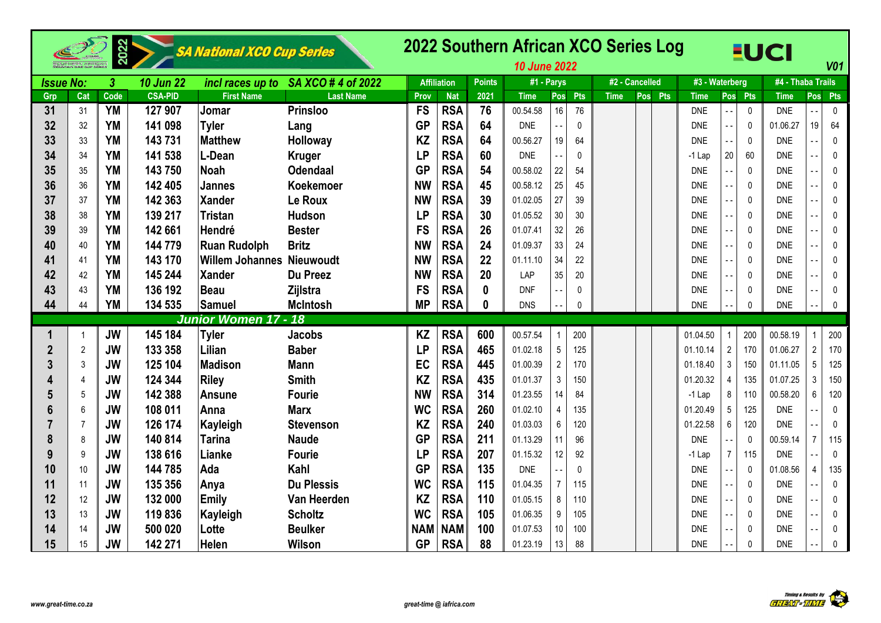# 2022 Southern African XCO Series Log

SA National XCO Cup Series

*10 June 2022* — V01

| Issue No: | 3 | 10 Jun 22 | incl races up to | SA XCO # 4 of 2022 | | Affiliation | | Points | #1 - Parys | | | #2 - Cancelled | | | #3 - Waterberg | | | #4 - Thaba Trails | | |
|---|---|---|---|---|---|---|---|---|---|---|---|---|---|---|---|---|---|---|---|---|
| Grp | Cat | Code | CSA-PID | First Name | Last Name | Prov | Nat | 2021 | Time | Pos | Pts | Time | Pos | Pts | Time | Pos | Pts | Time | Pos | Pts |
| 31 | 31 | YM | 127 907 | Jomar | Prinsloo | FS | RSA | 76 | 00.54.58 | 16 | 76 | | | | DNE | - - | 0 | DNE | - - | 0 |
| 32 | 32 | YM | 141 098 | Tyler | Lang | GP | RSA | 64 | DNE | - - | 0 | | | | DNE | - - | 0 | 01.06.27 | 19 | 64 |
| 33 | 33 | YM | 143 731 | Matthew | Holloway | KZ | RSA | 64 | 00.56.27 | 19 | 64 | | | | DNE | - - | 0 | DNE | - - | 0 |
| 34 | 34 | YM | 141 538 | L-Dean | Kruger | LP | RSA | 60 | DNE | - - | 0 | | | | -1 Lap | 20 | 60 | DNE | - - | 0 |
| 35 | 35 | YM | 143 750 | Noah | Odendaal | GP | RSA | 54 | 00.58.02 | 22 | 54 | | | | DNE | - - | 0 | DNE | - - | 0 |
| 36 | 36 | YM | 142 405 | Jannes | Koekemoer | NW | RSA | 45 | 00.58.12 | 25 | 45 | | | | DNE | - - | 0 | DNE | - - | 0 |
| 37 | 37 | YM | 142 363 | Xander | Le Roux | NW | RSA | 39 | 01.02.05 | 27 | 39 | | | | DNE | - - | 0 | DNE | - - | 0 |
| 38 | 38 | YM | 139 217 | Tristan | Hudson | LP | RSA | 30 | 01.05.52 | 30 | 30 | | | | DNE | - - | 0 | DNE | - - | 0 |
| 39 | 39 | YM | 142 661 | Hendré | Bester | FS | RSA | 26 | 01.07.41 | 32 | 26 | | | | DNE | - - | 0 | DNE | - - | 0 |
| 40 | 40 | YM | 144 779 | Ruan Rudolph | Britz | NW | RSA | 24 | 01.09.37 | 33 | 24 | | | | DNE | - - | 0 | DNE | - - | 0 |
| 41 | 41 | YM | 143 170 | Willem Johannes | Nieuwoudt | NW | RSA | 22 | 01.11.10 | 34 | 22 | | | | DNE | - - | 0 | DNE | - - | 0 |
| 42 | 42 | YM | 145 244 | Xander | Du Preez | NW | RSA | 20 | LAP | 35 | 20 | | | | DNE | - - | 0 | DNE | - - | 0 |
| 43 | 43 | YM | 136 192 | Beau | Zijlstra | FS | RSA | 0 | DNF | - - | 0 | | | | DNE | - - | 0 | DNE | - - | 0 |
| 44 | 44 | YM | 134 535 | Samuel | McIntosh | MP | RSA | 0 | DNS | - - | 0 | | | | DNE | - - | 0 | DNE | - - | 0 |
| **Junior Women 17 - 18** | | | | | | | | | | | | | | | | | | | | |
| 1 | 1 | JW | 145 184 | Tyler | Jacobs | KZ | RSA | 600 | 00.57.54 | 1 | 200 | | | | 01.04.50 | 1 | 200 | 00.58.19 | 1 | 200 |
| 2 | 2 | JW | 133 358 | Lilian | Baber | LP | RSA | 465 | 01.02.18 | 5 | 125 | | | | 01.10.14 | 2 | 170 | 01.06.27 | 2 | 170 |
| 3 | 3 | JW | 125 104 | Madison | Mann | EC | RSA | 445 | 01.00.39 | 2 | 170 | | | | 01.18.40 | 3 | 150 | 01.11.05 | 5 | 125 |
| 4 | 4 | JW | 124 344 | Riley | Smith | KZ | RSA | 435 | 01.01.37 | 3 | 150 | | | | 01.20.32 | 4 | 135 | 01.07.25 | 3 | 150 |
| 5 | 5 | JW | 142 388 | Ansune | Fourie | NW | RSA | 314 | 01.23.55 | 14 | 84 | | | | -1 Lap | 8 | 110 | 00.58.20 | 6 | 120 |
| 6 | 6 | JW | 108 011 | Anna | Marx | WC | RSA | 260 | 01.02.10 | 4 | 135 | | | | 01.20.49 | 5 | 125 | DNE | - - | 0 |
| 7 | 7 | JW | 126 174 | Kayleigh | Stevenson | KZ | RSA | 240 | 01.03.03 | 6 | 120 | | | | 01.22.58 | 6 | 120 | DNE | - - | 0 |
| 8 | 8 | JW | 140 814 | Tarina | Naude | GP | RSA | 211 | 01.13.29 | 11 | 96 | | | | DNE | - - | 0 | 00.59.14 | 7 | 115 |
| 9 | 9 | JW | 138 616 | Lianke | Fourie | LP | RSA | 207 | 01.15.32 | 12 | 92 | | | | -1 Lap | 7 | 115 | DNE | - - | 0 |
| 10 | 10 | JW | 144 785 | Ada | Kahl | GP | RSA | 135 | DNE | - - | 0 | | | | DNE | - - | 0 | 01.08.56 | 4 | 135 |
| 11 | 11 | JW | 135 356 | Anya | Du Plessis | WC | RSA | 115 | 01.04.35 | 7 | 115 | | | | DNE | - - | 0 | DNE | - - | 0 |
| 12 | 12 | JW | 132 000 | Emily | Van Heerden | KZ | RSA | 110 | 01.05.15 | 8 | 110 | | | | DNE | - - | 0 | DNE | - - | 0 |
| 13 | 13 | JW | 119 836 | Kayleigh | Scholtz | WC | RSA | 105 | 01.06.35 | 9 | 105 | | | | DNE | - - | 0 | DNE | - - | 0 |
| 14 | 14 | JW | 500 020 | Lotte | Beulker | NAM | NAM | 100 | 01.07.53 | 10 | 100 | | | | DNE | - - | 0 | DNE | - - | 0 |
| 15 | 15 | JW | 142 271 | Helen | Wilson | GP | RSA | 88 | 01.23.19 | 13 | 88 | | | | DNE | - - | 0 | DNE | - - | 0 |

www.great-time.co.za — great-time @ iafrica.com — Timing & Results by GREAT-TIME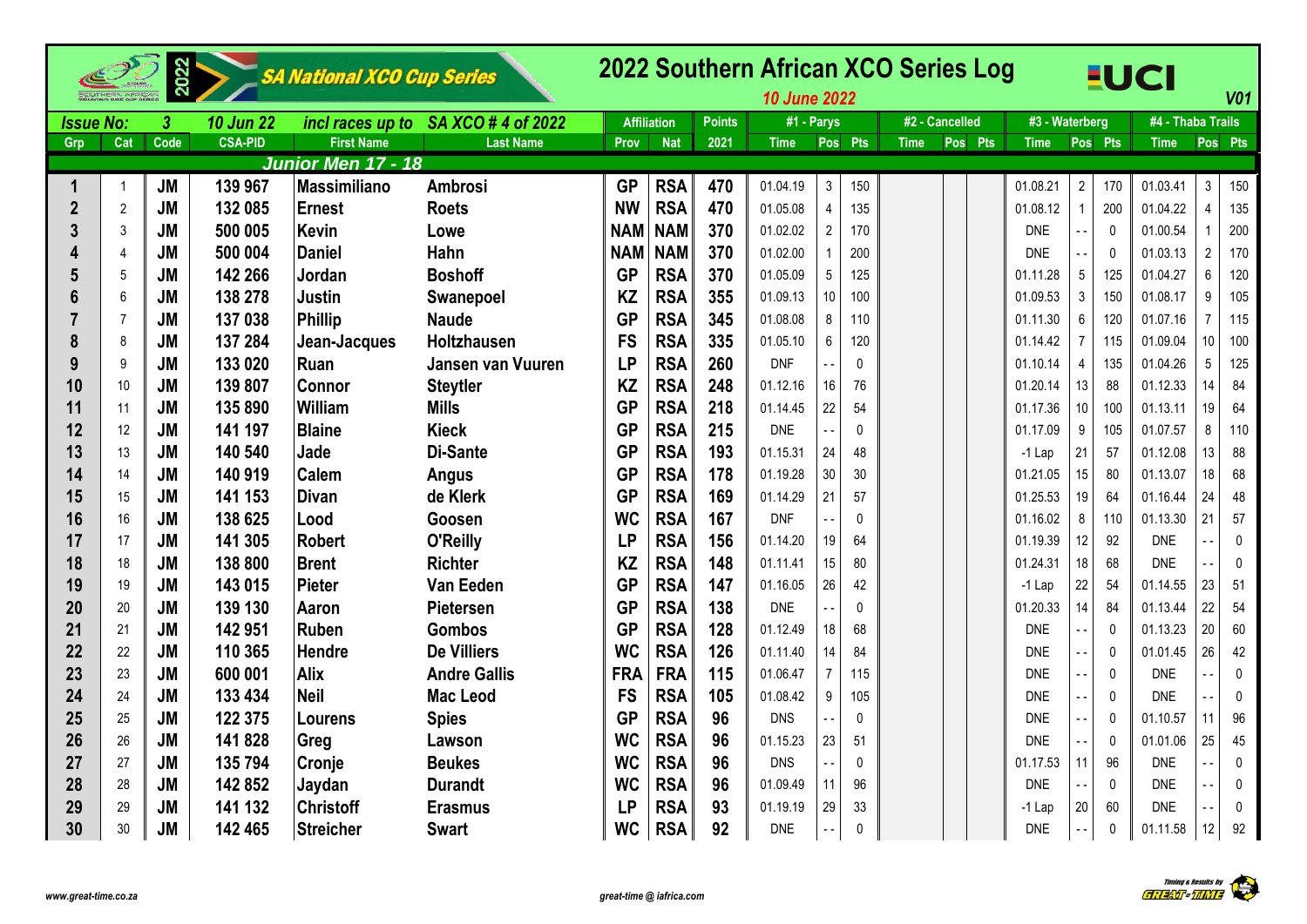# 2022 Southern African XCO Series Log

SA National XCO Cup Series

*10 June 2022*

V01

| Issue No: | 3 | 10 Jun 22 | incl races up to | SA XCO # 4 of 2022 | | Affiliation | | Points | #1 - Parys | | | #2 - Cancelled | | | #3 - Waterberg | | | #4 - Thaba Trails | | |
|---|---|---|---|---|---|---|---|---|---|---|---|---|---|---|---|---|---|---|---|---|
| Grp | Cat | Code | CSA-PID | First Name | Last Name | Prov | Nat | 2021 | Time | Pos | Pts | Time | Pos | Pts | Time | Pos | Pts | Time | Pos | Pts |
| **Junior Men 17 - 18** | | | | | | | | | | | | | | | | | | | | |
| 1 | 1 | JM | 139 967 | Massimiliano | Ambrosi | GP | RSA | 470 | 01.04.19 | 3 | 150 | | | | 01.08.21 | 2 | 170 | 01.03.41 | 3 | 150 |
| 2 | 2 | JM | 132 085 | Ernest | Roets | NW | RSA | 470 | 01.05.08 | 4 | 135 | | | | 01.08.12 | 1 | 200 | 01.04.22 | 4 | 135 |
| 3 | 3 | JM | 500 005 | Kevin | Lowe | NAM | NAM | 370 | 01.02.02 | 2 | 170 | | | | DNE | - - | 0 | 01.00.54 | 1 | 200 |
| 4 | 4 | JM | 500 004 | Daniel | Hahn | NAM | NAM | 370 | 01.02.00 | 1 | 200 | | | | DNE | - - | 0 | 01.03.13 | 2 | 170 |
| 5 | 5 | JM | 142 266 | Jordan | Boshoff | GP | RSA | 370 | 01.05.09 | 5 | 125 | | | | 01.11.28 | 5 | 125 | 01.04.27 | 6 | 120 |
| 6 | 6 | JM | 138 278 | Justin | Swanepoel | KZ | RSA | 355 | 01.09.13 | 10 | 100 | | | | 01.09.53 | 3 | 150 | 01.08.17 | 9 | 105 |
| 7 | 7 | JM | 137 038 | Phillip | Naude | GP | RSA | 345 | 01.08.08 | 8 | 110 | | | | 01.11.30 | 6 | 120 | 01.07.16 | 7 | 115 |
| 8 | 8 | JM | 137 284 | Jean-Jacques | Holtzhausen | FS | RSA | 335 | 01.05.10 | 6 | 120 | | | | 01.14.42 | 7 | 115 | 01.09.04 | 10 | 100 |
| 9 | 9 | JM | 133 020 | Ruan | Jansen van Vuuren | LP | RSA | 260 | DNF | - - | 0 | | | | 01.10.14 | 4 | 135 | 01.04.26 | 5 | 125 |
| 10 | 10 | JM | 139 807 | Connor | Steytler | KZ | RSA | 248 | 01.12.16 | 16 | 76 | | | | 01.20.14 | 13 | 88 | 01.12.33 | 14 | 84 |
| 11 | 11 | JM | 135 890 | William | Mills | GP | RSA | 218 | 01.14.45 | 22 | 54 | | | | 01.17.36 | 10 | 100 | 01.13.11 | 19 | 64 |
| 12 | 12 | JM | 141 197 | Blaine | Kieck | GP | RSA | 215 | DNE | - - | 0 | | | | 01.17.09 | 9 | 105 | 01.07.57 | 8 | 110 |
| 13 | 13 | JM | 140 540 | Jade | Di-Sante | GP | RSA | 193 | 01.15.31 | 24 | 48 | | | | -1 Lap | 21 | 57 | 01.12.08 | 13 | 88 |
| 14 | 14 | JM | 140 919 | Calem | Angus | GP | RSA | 178 | 01.19.28 | 30 | 30 | | | | 01.21.05 | 15 | 80 | 01.13.07 | 18 | 68 |
| 15 | 15 | JM | 141 153 | Divan | de Klerk | GP | RSA | 169 | 01.14.29 | 21 | 57 | | | | 01.25.53 | 19 | 64 | 01.16.44 | 24 | 48 |
| 16 | 16 | JM | 138 625 | Lood | Goosen | WC | RSA | 167 | DNF | - - | 0 | | | | 01.16.02 | 8 | 110 | 01.13.30 | 21 | 57 |
| 17 | 17 | JM | 141 305 | Robert | O'Reilly | LP | RSA | 156 | 01.14.20 | 19 | 64 | | | | 01.19.39 | 12 | 92 | DNE | - - | 0 |
| 18 | 18 | JM | 138 800 | Brent | Richter | KZ | RSA | 148 | 01.11.41 | 15 | 80 | | | | 01.24.31 | 18 | 68 | DNE | - - | 0 |
| 19 | 19 | JM | 143 015 | Pieter | Van Eeden | GP | RSA | 147 | 01.16.05 | 26 | 42 | | | | -1 Lap | 22 | 54 | 01.14.55 | 23 | 51 |
| 20 | 20 | JM | 139 130 | Aaron | Pietersen | GP | RSA | 138 | DNE | - - | 0 | | | | 01.20.33 | 14 | 84 | 01.13.44 | 22 | 54 |
| 21 | 21 | JM | 142 951 | Ruben | Gombos | GP | RSA | 128 | 01.12.49 | 18 | 68 | | | | DNE | - - | 0 | 01.13.23 | 20 | 60 |
| 22 | 22 | JM | 110 365 | Hendre | De Villiers | WC | RSA | 126 | 01.11.40 | 14 | 84 | | | | DNE | - - | 0 | 01.01.45 | 26 | 42 |
| 23 | 23 | JM | 600 001 | Alix | Andre Gallis | FRA | FRA | 115 | 01.06.47 | 7 | 115 | | | | DNE | - - | 0 | DNE | - - | 0 |
| 24 | 24 | JM | 133 434 | Neil | Mac Leod | FS | RSA | 105 | 01.08.42 | 9 | 105 | | | | DNE | - - | 0 | DNE | - - | 0 |
| 25 | 25 | JM | 122 375 | Lourens | Spies | GP | RSA | 96 | DNS | - - | 0 | | | | DNE | - - | 0 | 01.10.57 | 11 | 96 |
| 26 | 26 | JM | 141 828 | Greg | Lawson | WC | RSA | 96 | 01.15.23 | 23 | 51 | | | | DNE | - - | 0 | 01.01.06 | 25 | 45 |
| 27 | 27 | JM | 135 794 | Cronje | Beukes | WC | RSA | 96 | DNS | - - | 0 | | | | 01.17.53 | 11 | 96 | DNE | - - | 0 |
| 28 | 28 | JM | 142 852 | Jaydan | Durandt | WC | RSA | 96 | 01.09.49 | 11 | 96 | | | | DNE | - - | 0 | DNE | - - | 0 |
| 29 | 29 | JM | 141 132 | Christoff | Erasmus | LP | RSA | 93 | 01.19.19 | 29 | 33 | | | | -1 Lap | 20 | 60 | DNE | - - | 0 |
| 30 | 30 | JM | 142 465 | Streicher | Swart | WC | RSA | 92 | DNE | - - | 0 | | | | DNE | - - | 0 | 01.11.58 | 12 | 92 |

www.great-time.co.za

great-time @ iafrica.com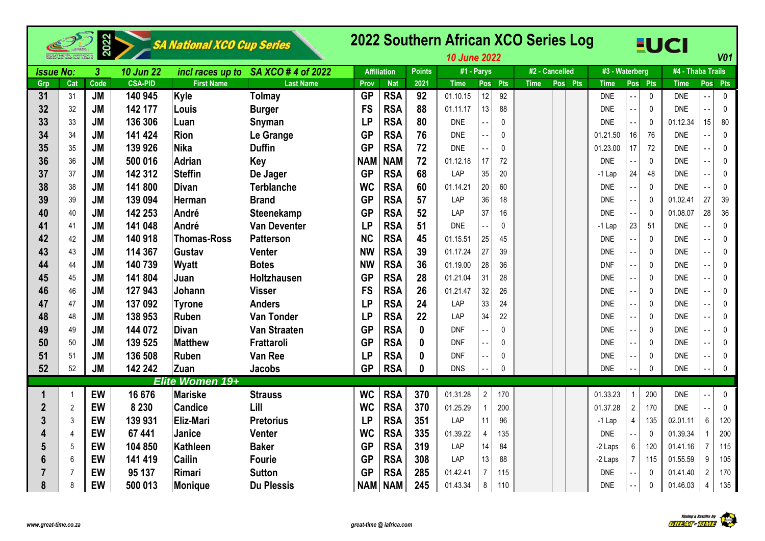# 2022 Southern African XCO Series Log

SA National XCO Cup Series

*10 June 2022*

**UCI** *V01*

| Issue No: | 3 | 10 Jun 22 | incl races up to | SA XCO # 4 of 2022 | | Affiliation | | Points | #1 - Parys | | | #2 - Cancelled | | | #3 - Waterberg | | | #4 - Thaba Trails | | |
|---|---|---|---|---|---|---|---|---|---|---|---|---|---|---|---|---|---|---|---|---|
| Grp | Cat | Code | CSA-PID | First Name | Last Name | Prov | Nat | 2021 | Time | Pos | Pts | Time | Pos | Pts | Time | Pos | Pts | Time | Pos | Pts |
| 31 | 31 | JM | 140 945 | Kyle | Tolmay | GP | RSA | 92 | 01.10.15 | 12 | 92 | | | | DNE | - - | 0 | DNE | - - | 0 |
| 32 | 32 | JM | 142 177 | Louis | Burger | FS | RSA | 88 | 01.11.17 | 13 | 88 | | | | DNE | - - | 0 | DNE | - - | 0 |
| 33 | 33 | JM | 136 306 | Luan | Snyman | LP | RSA | 80 | DNE | - - | 0 | | | | DNE | - - | 0 | 01.12.34 | 15 | 80 |
| 34 | 34 | JM | 141 424 | Rion | Le Grange | GP | RSA | 76 | DNE | - - | 0 | | | | 01.21.50 | 16 | 76 | DNE | - - | 0 |
| 35 | 35 | JM | 139 926 | Nika | Duffin | GP | RSA | 72 | DNE | - - | 0 | | | | 01.23.00 | 17 | 72 | DNE | - - | 0 |
| 36 | 36 | JM | 500 016 | Adrian | Key | NAM | NAM | 72 | 01.12.18 | 17 | 72 | | | | DNE | - - | 0 | DNE | - - | 0 |
| 37 | 37 | JM | 142 312 | Steffin | De Jager | GP | RSA | 68 | LAP | 35 | 20 | | | | -1 Lap | 24 | 48 | DNE | - - | 0 |
| 38 | 38 | JM | 141 800 | Divan | Terblanche | WC | RSA | 60 | 01.14.21 | 20 | 60 | | | | DNE | - - | 0 | DNE | - - | 0 |
| 39 | 39 | JM | 139 094 | Herman | Brand | GP | RSA | 57 | LAP | 36 | 18 | | | | DNE | - - | 0 | 01.02.41 | 27 | 39 |
| 40 | 40 | JM | 142 253 | André | Steenekamp | GP | RSA | 52 | LAP | 37 | 16 | | | | DNE | - - | 0 | 01.08.07 | 28 | 36 |
| 41 | 41 | JM | 141 048 | André | Van Deventer | LP | RSA | 51 | DNE | - - | 0 | | | | -1 Lap | 23 | 51 | DNE | - - | 0 |
| 42 | 42 | JM | 140 918 | Thomas-Ross | Patterson | NC | RSA | 45 | 01.15.51 | 25 | 45 | | | | DNE | - - | 0 | DNE | - - | 0 |
| 43 | 43 | JM | 114 367 | Gustav | Venter | NW | RSA | 39 | 01.17.24 | 27 | 39 | | | | DNE | - - | 0 | DNE | - - | 0 |
| 44 | 44 | JM | 140 739 | Wyatt | Botes | NW | RSA | 36 | 01.19.00 | 28 | 36 | | | | DNF | - - | 0 | DNE | - - | 0 |
| 45 | 45 | JM | 141 804 | Juan | Holtzhausen | GP | RSA | 28 | 01.21.04 | 31 | 28 | | | | DNE | - - | 0 | DNE | - - | 0 |
| 46 | 46 | JM | 127 943 | Johann | Visser | FS | RSA | 26 | 01.21.47 | 32 | 26 | | | | DNE | - - | 0 | DNE | - - | 0 |
| 47 | 47 | JM | 137 092 | Tyrone | Anders | LP | RSA | 24 | LAP | 33 | 24 | | | | DNE | - - | 0 | DNE | - - | 0 |
| 48 | 48 | JM | 138 953 | Ruben | Van Tonder | LP | RSA | 22 | LAP | 34 | 22 | | | | DNE | - - | 0 | DNE | - - | 0 |
| 49 | 49 | JM | 144 072 | Divan | Van Straaten | GP | RSA | 0 | DNF | - - | 0 | | | | DNE | - - | 0 | DNE | - - | 0 |
| 50 | 50 | JM | 139 525 | Matthew | Frattaroli | GP | RSA | 0 | DNF | - - | 0 | | | | DNE | - - | 0 | DNE | - - | 0 |
| 51 | 51 | JM | 136 508 | Ruben | Van Ree | LP | RSA | 0 | DNF | - - | 0 | | | | DNE | - - | 0 | DNE | - - | 0 |
| 52 | 52 | JM | 142 242 | Zuan | Jacobs | GP | RSA | 0 | DNS | - - | 0 | | | | DNE | - - | 0 | DNE | - - | 0 |
| | | | | **Elite Women 19+** | | | | | | | | | | | | | | | | |
| 1 | 1 | EW | 16 676 | Mariske | Strauss | WC | RSA | 370 | 01.31.28 | 2 | 170 | | | | 01.33.23 | 1 | 200 | DNE | - - | 0 |
| 2 | 2 | EW | 8 230 | Candice | Lill | WC | RSA | 370 | 01.25.29 | 1 | 200 | | | | 01.37.28 | 2 | 170 | DNE | - - | 0 |
| 3 | 3 | EW | 139 931 | Eliz-Mari | Pretorius | LP | RSA | 351 | LAP | 11 | 96 | | | | -1 Lap | 4 | 135 | 02.01.11 | 6 | 120 |
| 4 | 4 | EW | 67 441 | Janice | Venter | WC | RSA | 335 | 01.39.22 | 4 | 135 | | | | DNE | - - | 0 | 01.39.34 | 1 | 200 |
| 5 | 5 | EW | 104 850 | Kathleen | Baker | GP | RSA | 319 | LAP | 14 | 84 | | | | -2 Laps | 6 | 120 | 01.41.16 | 7 | 115 |
| 6 | 6 | EW | 141 419 | Cailin | Fourie | GP | RSA | 308 | LAP | 13 | 88 | | | | -2 Laps | 7 | 115 | 01.55.59 | 9 | 105 |
| 7 | 7 | EW | 95 137 | Rimari | Sutton | GP | RSA | 285 | 01.42.41 | 7 | 115 | | | | DNE | - - | 0 | 01.41.40 | 2 | 170 |
| 8 | 8 | EW | 500 013 | Monique | Du Plessis | NAM | NAM | 245 | 01.43.34 | 8 | 110 | | | | DNE | - - | 0 | 01.46.03 | 4 | 135 |

www.great-time.co.za    great-time @ iafrica.com    Timing & Results by GREAT-TIME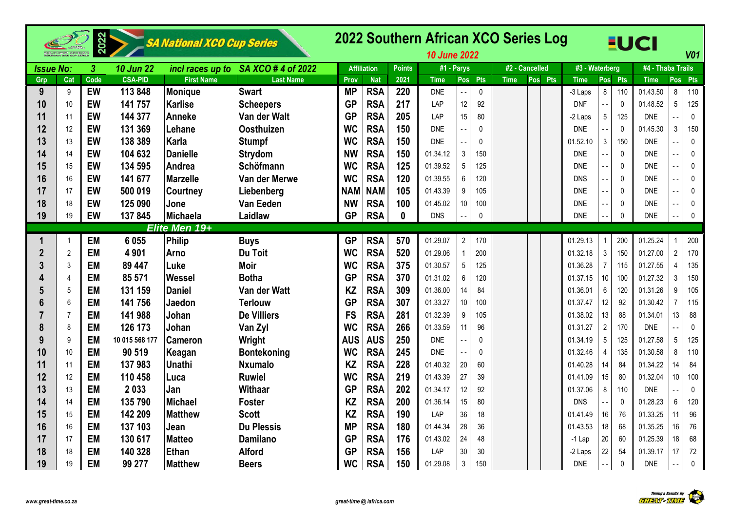# 2022 Southern African XCO Series Log

SA National XCO Cup Series

*10 June 2022*

V01

| Issue No: | 3 | 10 Jun 22 | incl races up to | SA XCO # 4 of 2022 | Affiliation | | Points | #1 - Parys | | | #2 - Cancelled | | | #3 - Waterberg | | | #4 - Thaba Trails | | |
|---|---|---|---|---|---|---|---|---|---|---|---|---|---|---|---|---|---|---|---|
| Grp | Cat | Code | CSA-PID | First Name | Last Name | Prov | Nat | 2021 | Time | Pos | Pts | Time | Pos | Pts | Time | Pos | Pts | Time | Pos | Pts |
| 9 | 9 | EW | 113 848 | Monique | Swart | MP | RSA | 220 | DNE | - - | 0 | | | | -3 Laps | 8 | 110 | 01.43.50 | 8 | 110 |
| 10 | 10 | EW | 141 757 | Karlise | Scheepers | GP | RSA | 217 | LAP | 12 | 92 | | | | DNF | - - | 0 | 01.48.52 | 5 | 125 |
| 11 | 11 | EW | 144 377 | Anneke | Van der Walt | GP | RSA | 205 | LAP | 15 | 80 | | | | -2 Laps | 5 | 125 | DNE | - - | 0 |
| 12 | 12 | EW | 131 369 | Lehane | Oosthuizen | WC | RSA | 150 | DNE | - - | 0 | | | | DNE | - - | 0 | 01.45.30 | 3 | 150 |
| 13 | 13 | EW | 138 389 | Karla | Stumpf | WC | RSA | 150 | DNE | - - | 0 | | | | 01.52.10 | 3 | 150 | DNE | - - | 0 |
| 14 | 14 | EW | 104 632 | Danielle | Strydom | NW | RSA | 150 | 01.34.12 | 3 | 150 | | | | DNE | - - | 0 | DNE | - - | 0 |
| 15 | 15 | EW | 134 595 | Andrea | Schöfmann | WC | RSA | 125 | 01.39.52 | 5 | 125 | | | | DNE | - - | 0 | DNE | - - | 0 |
| 16 | 16 | EW | 141 677 | Marzelle | Van der Merwe | WC | RSA | 120 | 01.39.55 | 6 | 120 | | | | DNS | - - | 0 | DNE | - - | 0 |
| 17 | 17 | EW | 500 019 | Courtney | Liebenberg | NAM | NAM | 105 | 01.43.39 | 9 | 105 | | | | DNE | - - | 0 | DNE | - - | 0 |
| 18 | 18 | EW | 125 090 | Jone | Van Eeden | NW | RSA | 100 | 01.45.02 | 10 | 100 | | | | DNE | - - | 0 | DNE | - - | 0 |
| 19 | 19 | EW | 137 845 | Michaela | Laidlaw | GP | RSA | 0 | DNS | - - | 0 | | | | DNE | - - | 0 | DNE | - - | 0 |
| | | | | **Elite Men 19+** | | | | | | | | | | | | | | | | |
| 1 | 1 | EM | 6 055 | Philip | Buys | GP | RSA | 570 | 01.29.07 | 2 | 170 | | | | 01.29.13 | 1 | 200 | 01.25.24 | 1 | 200 |
| 2 | 2 | EM | 4 901 | Arno | Du Toit | WC | RSA | 520 | 01.29.06 | 1 | 200 | | | | 01.32.18 | 3 | 150 | 01.27.00 | 2 | 170 |
| 3 | 3 | EM | 89 447 | Luke | Moir | WC | RSA | 375 | 01.30.57 | 5 | 125 | | | | 01.36.28 | 7 | 115 | 01.27.55 | 4 | 135 |
| 4 | 4 | EM | 85 571 | Wessel | Botha | GP | RSA | 370 | 01.31.02 | 6 | 120 | | | | 01.37.15 | 10 | 100 | 01.27.32 | 3 | 150 |
| 5 | 5 | EM | 131 159 | Daniel | Van der Watt | KZ | RSA | 309 | 01.36.00 | 14 | 84 | | | | 01.36.01 | 6 | 120 | 01.31.26 | 9 | 105 |
| 6 | 6 | EM | 141 756 | Jaedon | Terlouw | GP | RSA | 307 | 01.33.27 | 10 | 100 | | | | 01.37.47 | 12 | 92 | 01.30.42 | 7 | 115 |
| 7 | 7 | EM | 141 988 | Johan | De Villiers | FS | RSA | 281 | 01.32.39 | 9 | 105 | | | | 01.38.02 | 13 | 88 | 01.34.01 | 13 | 88 |
| 8 | 8 | EM | 126 173 | Johan | Van Zyl | WC | RSA | 266 | 01.33.59 | 11 | 96 | | | | 01.31.27 | 2 | 170 | DNE | - - | 0 |
| 9 | 9 | EM | 10 015 568 177 | Cameron | Wright | AUS | AUS | 250 | DNE | - - | 0 | | | | 01.34.19 | 5 | 125 | 01.27.58 | 5 | 125 |
| 10 | 10 | EM | 90 519 | Keagan | Bontekoning | WC | RSA | 245 | DNE | - - | 0 | | | | 01.32.46 | 4 | 135 | 01.30.58 | 8 | 110 |
| 11 | 11 | EM | 137 983 | Unathi | Nxumalo | KZ | RSA | 228 | 01.40.32 | 20 | 60 | | | | 01.40.28 | 14 | 84 | 01.34.22 | 14 | 84 |
| 12 | 12 | EM | 110 458 | Luca | Ruwiel | WC | RSA | 219 | 01.43.39 | 27 | 39 | | | | 01.41.09 | 15 | 80 | 01.32.04 | 10 | 100 |
| 13 | 13 | EM | 2 033 | Jan | Withaar | GP | RSA | 202 | 01.34.17 | 12 | 92 | | | | 01.37.06 | 8 | 110 | DNE | - - | 0 |
| 14 | 14 | EM | 135 790 | Michael | Foster | KZ | RSA | 200 | 01.36.14 | 15 | 80 | | | | DNS | - - | 0 | 01.28.23 | 6 | 120 |
| 15 | 15 | EM | 142 209 | Matthew | Scott | KZ | RSA | 190 | LAP | 36 | 18 | | | | 01.41.49 | 16 | 76 | 01.33.25 | 11 | 96 |
| 16 | 16 | EM | 137 103 | Jean | Du Plessis | MP | RSA | 180 | 01.44.34 | 28 | 36 | | | | 01.43.53 | 18 | 68 | 01.35.25 | 16 | 76 |
| 17 | 17 | EM | 130 617 | Matteo | Damilano | GP | RSA | 176 | 01.43.02 | 24 | 48 | | | | -1 Lap | 20 | 60 | 01.25.39 | 18 | 68 |
| 18 | 18 | EM | 140 328 | Ethan | Alford | GP | RSA | 156 | LAP | 30 | 30 | | | | -2 Laps | 22 | 54 | 01.39.17 | 17 | 72 |
| 19 | 19 | EM | 99 277 | Matthew | Beers | WC | RSA | 150 | 01.29.08 | 3 | 150 | | | | DNE | - - | 0 | DNE | - - | 0 |

www.great-time.co.za | great-time @ iafrica.com | Timing & Results by GREAT-TIME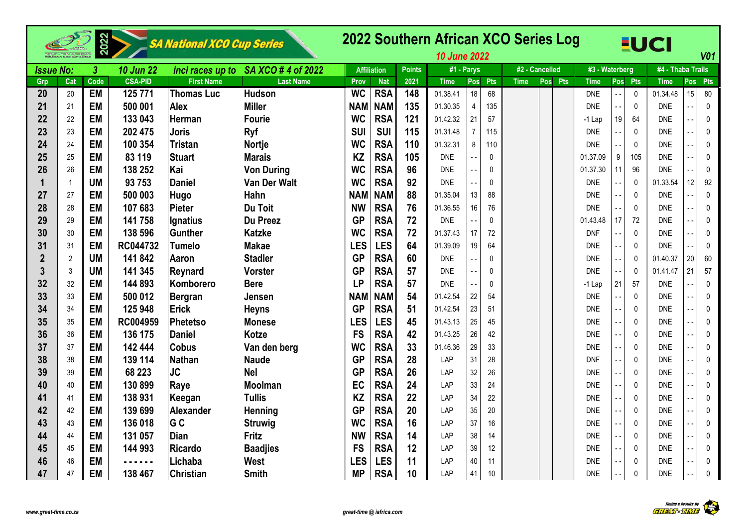# 2022 Southern African XCO Series Log

SA National XCO Cup Series

*10 June 2022* — V01

| Issue No: | 3 | 10 Jun 22 | incl races up to | SA XCO # 4 of 2022 | Affiliation | | Points | #1 - Parys | | | #2 - Cancelled | | | #3 - Waterberg | | | #4 - Thaba Trails | | |
|---|---|---|---|---|---|---|---|---|---|---|---|---|---|---|---|---|---|---|---|
| Grp | Cat | Code | CSA-PID | First Name | Last Name | Prov | Nat | 2021 | Time | Pos | Pts | Time | Pos | Pts | Time | Pos | Pts | Time | Pos | Pts |
| 20 | 20 | EM | 125 771 | Thomas Luc | Hudson | WC | RSA | 148 | 01.38.41 | 18 | 68 | | | | DNE | - - | 0 | 01.34.48 | 15 | 80 |
| 21 | 21 | EM | 500 001 | Alex | Miller | NAM | NAM | 135 | 01.30.35 | 4 | 135 | | | | DNE | - - | 0 | DNE | - - | 0 |
| 22 | 22 | EM | 133 043 | Herman | Fourie | WC | RSA | 121 | 01.42.32 | 21 | 57 | | | | -1 Lap | 19 | 64 | DNE | - - | 0 |
| 23 | 23 | EM | 202 475 | Joris | Ryf | SUI | SUI | 115 | 01.31.48 | 7 | 115 | | | | DNE | - - | 0 | DNE | - - | 0 |
| 24 | 24 | EM | 100 354 | Tristan | Nortje | WC | RSA | 110 | 01.32.31 | 8 | 110 | | | | DNE | - - | 0 | DNE | - - | 0 |
| 25 | 25 | EM | 83 119 | Stuart | Marais | KZ | RSA | 105 | DNE | - - | 0 | | | | 01.37.09 | 9 | 105 | DNE | - - | 0 |
| 26 | 26 | EM | 138 252 | Kai | Von During | WC | RSA | 96 | DNE | - - | 0 | | | | 01.37.30 | 11 | 96 | DNE | - - | 0 |
| 1 | 1 | UM | 93 753 | Daniel | Van Der Walt | WC | RSA | 92 | DNE | - - | 0 | | | | DNE | - - | 0 | 01.33.54 | 12 | 92 |
| 27 | 27 | EM | 500 003 | Hugo | Hahn | NAM | NAM | 88 | 01.35.04 | 13 | 88 | | | | DNE | - - | 0 | DNE | - - | 0 |
| 28 | 28 | EM | 107 683 | Pieter | Du Toit | NW | RSA | 76 | 01.36.55 | 16 | 76 | | | | DNE | - - | 0 | DNE | - - | 0 |
| 29 | 29 | EM | 141 758 | Ignatius | Du Preez | GP | RSA | 72 | DNE | - - | 0 | | | | 01.43.48 | 17 | 72 | DNE | - - | 0 |
| 30 | 30 | EM | 138 596 | Gunther | Katzke | WC | RSA | 72 | 01.37.43 | 17 | 72 | | | | DNF | - - | 0 | DNE | - - | 0 |
| 31 | 31 | EM | RC044732 | Tumelo | Makae | LES | LES | 64 | 01.39.09 | 19 | 64 | | | | DNE | - - | 0 | DNE | - - | 0 |
| 2 | 2 | UM | 141 842 | Aaron | Stadler | GP | RSA | 60 | DNE | - - | 0 | | | | DNE | - - | 0 | 01.40.37 | 20 | 60 |
| 3 | 3 | UM | 141 345 | Reynard | Vorster | GP | RSA | 57 | DNE | - - | 0 | | | | DNE | - - | 0 | 01.41.47 | 21 | 57 |
| 32 | 32 | EM | 144 893 | Komborero | Bere | LP | RSA | 57 | DNE | - - | 0 | | | | -1 Lap | 21 | 57 | DNE | - - | 0 |
| 33 | 33 | EM | 500 012 | Bergran | Jensen | NAM | NAM | 54 | 01.42.54 | 22 | 54 | | | | DNE | - - | 0 | DNE | - - | 0 |
| 34 | 34 | EM | 125 948 | Erick | Heyns | GP | RSA | 51 | 01.42.54 | 23 | 51 | | | | DNE | - - | 0 | DNE | - - | 0 |
| 35 | 35 | EM | RC004959 | Phetetso | Monese | LES | LES | 45 | 01.43.13 | 25 | 45 | | | | DNE | - - | 0 | DNE | - - | 0 |
| 36 | 36 | EM | 136 175 | Daniel | Kotze | FS | RSA | 42 | 01.43.25 | 26 | 42 | | | | DNE | - - | 0 | DNE | - - | 0 |
| 37 | 37 | EM | 142 444 | Cobus | Van den berg | WC | RSA | 33 | 01.46.36 | 29 | 33 | | | | DNE | - - | 0 | DNE | - - | 0 |
| 38 | 38 | EM | 139 114 | Nathan | Naude | GP | RSA | 28 | LAP | 31 | 28 | | | | DNF | - - | 0 | DNE | - - | 0 |
| 39 | 39 | EM | 68 223 | JC | Nel | GP | RSA | 26 | LAP | 32 | 26 | | | | DNE | - - | 0 | DNE | - - | 0 |
| 40 | 40 | EM | 130 899 | Raye | Moolman | EC | RSA | 24 | LAP | 33 | 24 | | | | DNE | - - | 0 | DNE | - - | 0 |
| 41 | 41 | EM | 138 931 | Keegan | Tullis | KZ | RSA | 22 | LAP | 34 | 22 | | | | DNE | - - | 0 | DNE | - - | 0 |
| 42 | 42 | EM | 139 699 | Alexander | Henning | GP | RSA | 20 | LAP | 35 | 20 | | | | DNE | - - | 0 | DNE | - - | 0 |
| 43 | 43 | EM | 136 018 | G C | Struwig | WC | RSA | 16 | LAP | 37 | 16 | | | | DNE | - - | 0 | DNE | - - | 0 |
| 44 | 44 | EM | 131 057 | Dian | Fritz | NW | RSA | 14 | LAP | 38 | 14 | | | | DNE | - - | 0 | DNE | - - | 0 |
| 45 | 45 | EM | 144 993 | Ricardo | Baadjies | FS | RSA | 12 | LAP | 39 | 12 | | | | DNE | - - | 0 | DNE | - - | 0 |
| 46 | 46 | EM | - - - - - - | Lichaba | West | LES | LES | 11 | LAP | 40 | 11 | | | | DNE | - - | 0 | DNE | - - | 0 |
| 47 | 47 | EM | 138 467 | Christian | Smith | MP | RSA | 10 | LAP | 41 | 10 | | | | DNE | - - | 0 | DNE | - - | 0 |

www.great-time.co.za — great-time @ iafrica.com — Timing & Results by GREAT-TIME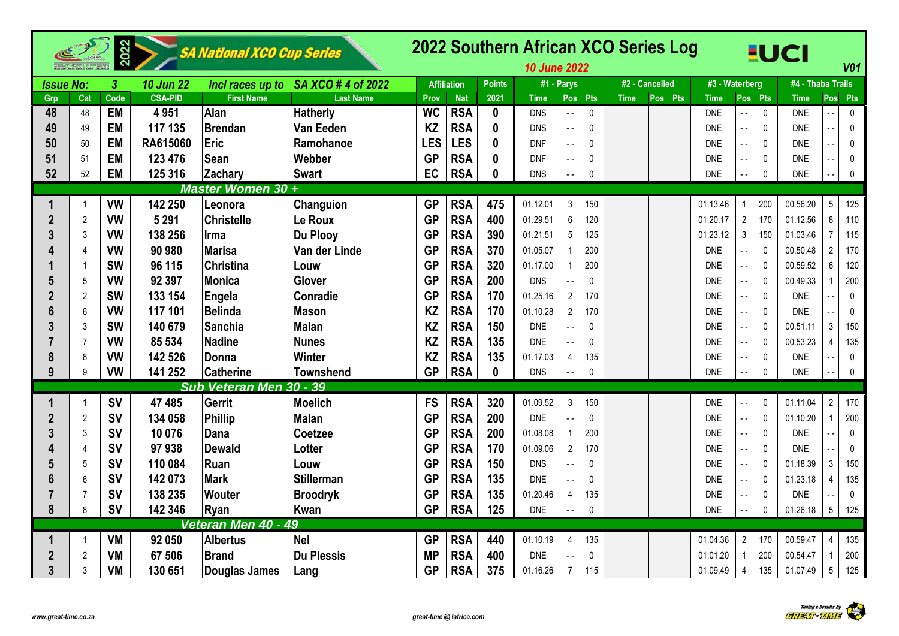# 2022 Southern African XCO Series Log

SA National XCO Cup Series

*10 June 2022* — V01

| Issue No: | 3 | 10 Jun 22 | incl races up to | SA XCO # 4 of 2022 | Affiliation | | Points | #1 - Parys | | | #2 - Cancelled | | | #3 - Waterberg | | | #4 - Thaba Trails | | |
|---|---|---|---|---|---|---|---|---|---|---|---|---|---|---|---|---|---|---|---|
| Grp | Cat | Code | CSA-PID | First Name | Last Name | Prov | Nat | 2021 | Time | Pos | Pts | Time | Pos | Pts | Time | Pos | Pts | Time | Pos | Pts |
| 48 | 48 | EM | 4 951 | Alan | Hatherly | WC | RSA | 0 | DNS | -- | 0 | | | | DNE | -- | 0 | DNE | -- | 0 |
| 49 | 49 | EM | 117 135 | Brendan | Van Eeden | KZ | RSA | 0 | DNS | -- | 0 | | | | DNE | -- | 0 | DNE | -- | 0 |
| 50 | 50 | EM | RA615060 | Eric | Ramohanoe | LES | LES | 0 | DNF | -- | 0 | | | | DNE | -- | 0 | DNE | -- | 0 |
| 51 | 51 | EM | 123 476 | Sean | Webber | GP | RSA | 0 | DNF | -- | 0 | | | | DNE | -- | 0 | DNE | -- | 0 |
| 52 | 52 | EM | 125 316 | Zachary | Swart | EC | RSA | 0 | DNS | -- | 0 | | | | DNE | -- | 0 | DNE | -- | 0 |
| **Master Women 30 +** | | | | | | | | | | | | | | | | | | | | |
| 1 | 1 | VW | 142 250 | Leonora | Changuion | GP | RSA | 475 | 01.12.01 | 3 | 150 | | | | 01.13.46 | 1 | 200 | 00.56.20 | 5 | 125 |
| 2 | 2 | VW | 5 291 | Christelle | Le Roux | GP | RSA | 400 | 01.29.51 | 6 | 120 | | | | 01.20.17 | 2 | 170 | 01.12.56 | 8 | 110 |
| 3 | 3 | VW | 138 256 | Irma | Du Plooy | GP | RSA | 390 | 01.21.51 | 5 | 125 | | | | 01.23.12 | 3 | 150 | 01.03.46 | 7 | 115 |
| 4 | 4 | VW | 90 980 | Marisa | Van der Linde | GP | RSA | 370 | 01.05.07 | 1 | 200 | | | | DNE | -- | 0 | 00.50.48 | 2 | 170 |
| 1 | 1 | SW | 96 115 | Christina | Louw | GP | RSA | 320 | 01.17.00 | 1 | 200 | | | | DNE | -- | 0 | 00.59.52 | 6 | 120 |
| 5 | 5 | VW | 92 397 | Monica | Glover | GP | RSA | 200 | DNS | -- | 0 | | | | DNE | -- | 0 | 00.49.33 | 1 | 200 |
| 2 | 2 | SW | 133 154 | Engela | Conradie | GP | RSA | 170 | 01.25.16 | 2 | 170 | | | | DNE | -- | 0 | DNE | -- | 0 |
| 6 | 6 | VW | 117 101 | Belinda | Mason | KZ | RSA | 170 | 01.10.28 | 2 | 170 | | | | DNE | -- | 0 | DNE | -- | 0 |
| 3 | 3 | SW | 140 679 | Sanchia | Malan | KZ | RSA | 150 | DNE | -- | 0 | | | | DNE | -- | 0 | 00.51.11 | 3 | 150 |
| 7 | 7 | VW | 85 534 | Nadine | Nunes | KZ | RSA | 135 | DNE | -- | 0 | | | | DNE | -- | 0 | 00.53.23 | 4 | 135 |
| 8 | 8 | VW | 142 526 | Donna | Winter | KZ | RSA | 135 | 01.17.03 | 4 | 135 | | | | DNE | -- | 0 | DNE | -- | 0 |
| 9 | 9 | VW | 141 252 | Catherine | Townshend | GP | RSA | 0 | DNS | -- | 0 | | | | DNE | -- | 0 | DNE | -- | 0 |
| **Sub Veteran Men 30 - 39** | | | | | | | | | | | | | | | | | | | | |
| 1 | 1 | SV | 47 485 | Gerrit | Moelich | FS | RSA | 320 | 01.09.52 | 3 | 150 | | | | DNE | -- | 0 | 01.11.04 | 2 | 170 |
| 2 | 2 | SV | 134 058 | Phillip | Malan | GP | RSA | 200 | DNE | -- | 0 | | | | DNE | -- | 0 | 01.10.20 | 1 | 200 |
| 3 | 3 | SV | 10 076 | Dana | Coetzee | GP | RSA | 200 | 01.08.08 | 1 | 200 | | | | DNE | -- | 0 | DNE | -- | 0 |
| 4 | 4 | SV | 97 938 | Dewald | Lotter | GP | RSA | 170 | 01.09.06 | 2 | 170 | | | | DNE | -- | 0 | DNE | -- | 0 |
| 5 | 5 | SV | 110 084 | Ruan | Louw | GP | RSA | 150 | DNS | -- | 0 | | | | DNE | -- | 0 | 01.18.39 | 3 | 150 |
| 6 | 6 | SV | 142 073 | Mark | Stillerman | GP | RSA | 135 | DNE | -- | 0 | | | | DNE | -- | 0 | 01.23.18 | 4 | 135 |
| 7 | 7 | SV | 138 235 | Wouter | Broodryk | GP | RSA | 135 | 01.20.46 | 4 | 135 | | | | DNE | -- | 0 | DNE | -- | 0 |
| 8 | 8 | SV | 142 346 | Ryan | Kwan | GP | RSA | 125 | DNE | -- | 0 | | | | DNE | -- | 0 | 01.26.18 | 5 | 125 |
| **Veteran Men 40 - 49** | | | | | | | | | | | | | | | | | | | | |
| 1 | 1 | VM | 92 050 | Albertus | Nel | GP | RSA | 440 | 01.10.19 | 4 | 135 | | | | 01.04.36 | 2 | 170 | 00.59.47 | 4 | 135 |
| 2 | 2 | VM | 67 506 | Brand | Du Plessis | MP | RSA | 400 | DNE | -- | 0 | | | | 01.01.20 | 1 | 200 | 00.54.47 | 1 | 200 |
| 3 | 3 | VM | 130 651 | Douglas James | Lang | GP | RSA | 375 | 01.16.26 | 7 | 115 | | | | 01.09.49 | 4 | 135 | 01.07.49 | 5 | 125 |

www.great-time.co.za — great-time @ iafrica.com — Timing & Results by GREAT-TIME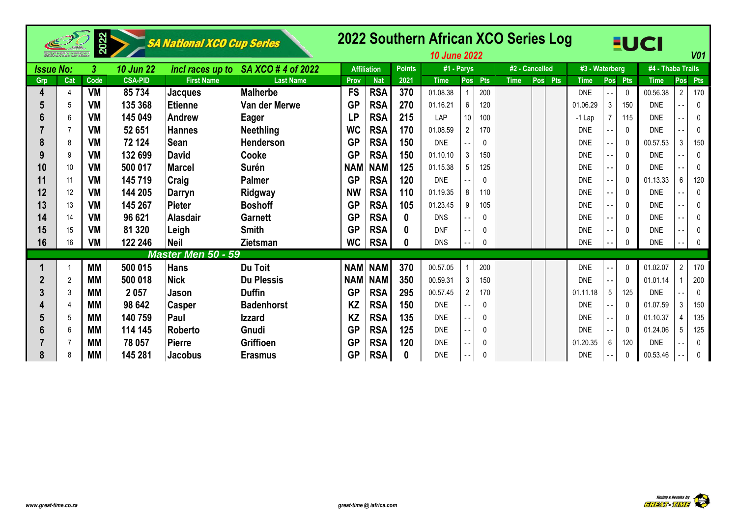# 2022 Southern African XCO Series Log

SA National XCO Cup Series

*10 June 2022*

V01

| Issue No: | 3 | 10 Jun 22 | incl races up to | SA XCO # 4 of 2022 | Affiliation | | Points | #1 - Parys | | | #2 - Cancelled | | | #3 - Waterberg | | | #4 - Thaba Trails | | |
|---|---|---|---|---|---|---|---|---|---|---|---|---|---|---|---|---|---|---|---|
| Grp | Cat | Code | CSA-PID | First Name | Last Name | Prov | Nat | 2021 | Time | Pos | Pts | Time | Pos | Pts | Time | Pos | Pts | Time | Pos | Pts |
| 4 | 4 | VM | 85 734 | Jacques | Malherbe | FS | RSA | 370 | 01.08.38 | 1 | 200 | | | | DNE | - - | 0 | 00.56.38 | 2 | 170 |
| 5 | 5 | VM | 135 368 | Etienne | Van der Merwe | GP | RSA | 270 | 01.16.21 | 6 | 120 | | | | 01.06.29 | 3 | 150 | DNE | - - | 0 |
| 6 | 6 | VM | 145 049 | Andrew | Eager | LP | RSA | 215 | LAP | 10 | 100 | | | | -1 Lap | 7 | 115 | DNE | - - | 0 |
| 7 | 7 | VM | 52 651 | Hannes | Neethling | WC | RSA | 170 | 01.08.59 | 2 | 170 | | | | DNE | - - | 0 | DNE | - - | 0 |
| 8 | 8 | VM | 72 124 | Sean | Henderson | GP | RSA | 150 | DNE | - - | 0 | | | | DNE | - - | 0 | 00.57.53 | 3 | 150 |
| 9 | 9 | VM | 132 699 | David | Cooke | GP | RSA | 150 | 01.10.10 | 3 | 150 | | | | DNE | - - | 0 | DNE | - - | 0 |
| 10 | 10 | VM | 500 017 | Marcel | Surén | NAM | NAM | 125 | 01.15.38 | 5 | 125 | | | | DNE | - - | 0 | DNE | - - | 0 |
| 11 | 11 | VM | 145 719 | Craig | Palmer | GP | RSA | 120 | DNE | - - | 0 | | | | DNE | - - | 0 | 01.13.33 | 6 | 120 |
| 12 | 12 | VM | 144 205 | Darryn | Ridgway | NW | RSA | 110 | 01.19.35 | 8 | 110 | | | | DNE | - - | 0 | DNE | - - | 0 |
| 13 | 13 | VM | 145 267 | Pieter | Boshoff | GP | RSA | 105 | 01.23.45 | 9 | 105 | | | | DNE | - - | 0 | DNE | - - | 0 |
| 14 | 14 | VM | 96 621 | Alasdair | Garnett | GP | RSA | 0 | DNS | - - | 0 | | | | DNE | - - | 0 | DNE | - - | 0 |
| 15 | 15 | VM | 81 320 | Leigh | Smith | GP | RSA | 0 | DNF | - - | 0 | | | | DNE | - - | 0 | DNE | - - | 0 |
| 16 | 16 | VM | 122 246 | Neil | Zietsman | WC | RSA | 0 | DNS | - - | 0 | | | | DNE | - - | 0 | DNE | - - | 0 |
| | | | | *Master Men 50 - 59* | | | | | | | | | | | | | | | | |
| 1 | 1 | MM | 500 015 | Hans | Du Toit | NAM | NAM | 370 | 00.57.05 | 1 | 200 | | | | DNE | - - | 0 | 01.02.07 | 2 | 170 |
| 2 | 2 | MM | 500 018 | Nick | Du Plessis | NAM | NAM | 350 | 00.59.31 | 3 | 150 | | | | DNE | - - | 0 | 01.01.14 | 1 | 200 |
| 3 | 3 | MM | 2 057 | Jason | Duffin | GP | RSA | 295 | 00.57.45 | 2 | 170 | | | | 01.11.18 | 5 | 125 | DNE | - - | 0 |
| 4 | 4 | MM | 98 642 | Casper | Badenhorst | KZ | RSA | 150 | DNE | - - | 0 | | | | DNE | - - | 0 | 01.07.59 | 3 | 150 |
| 5 | 5 | MM | 140 759 | Paul | Izzard | KZ | RSA | 135 | DNE | - - | 0 | | | | DNE | - - | 0 | 01.10.37 | 4 | 135 |
| 6 | 6 | MM | 114 145 | Roberto | Gnudi | GP | RSA | 125 | DNE | - - | 0 | | | | DNE | - - | 0 | 01.24.06 | 5 | 125 |
| 7 | 7 | MM | 78 057 | Pierre | Griffioen | GP | RSA | 120 | DNE | - - | 0 | | | | 01.20.35 | 6 | 120 | DNE | - - | 0 |
| 8 | 8 | MM | 145 281 | Jacobus | Erasmus | GP | RSA | 0 | DNE | - - | 0 | | | | DNE | - - | 0 | 00.53.46 | - - | 0 |

www.great-time.co.za

great-time @ iafrica.com

Timing & Results by GREAT-TIME